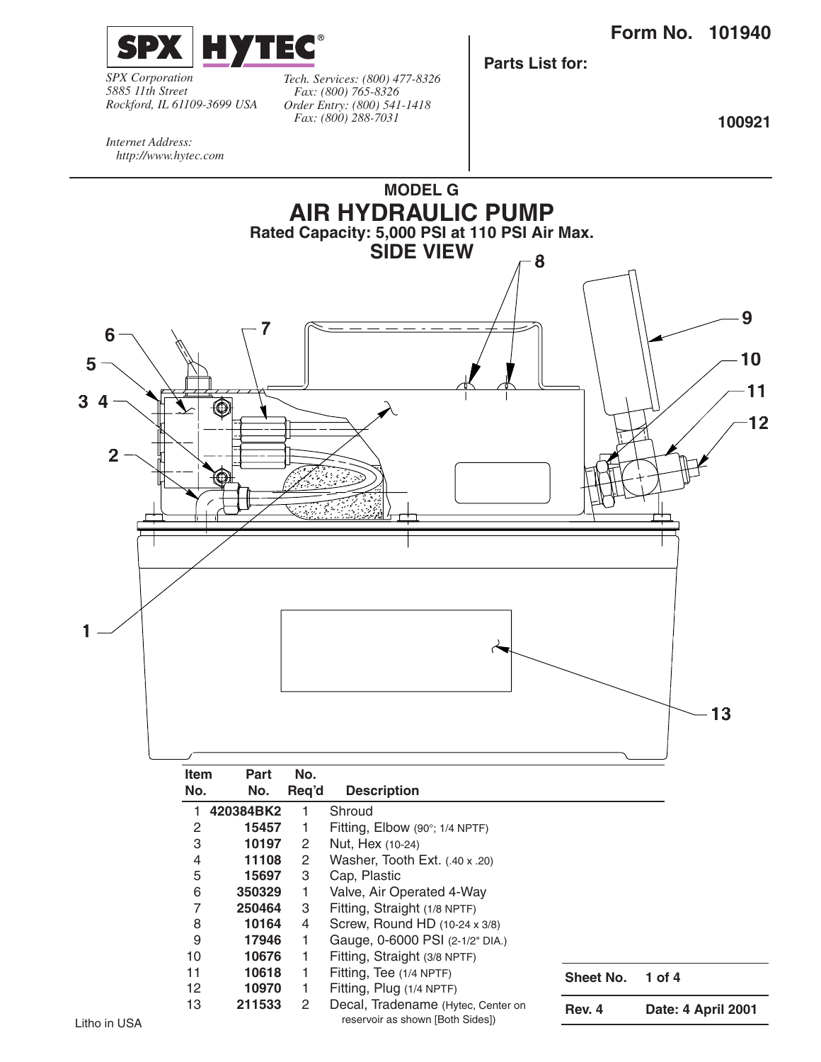**SPX HYTEC®**

*SPX Corporation*
*5885 11th Street*
*Rockford, IL 61109-3699 USA*

*Tech. Services: (800) 477-8326*
*Fax: (800) 765-8326*
*Order Entry: (800) 541-1418*
*Fax: (800) 288-7031*

*Internet Address:*
*http://www.hytec.com*

**Form No. 101940**

**Parts List for:**

**100921**

# MODEL G
# AIR HYDRAULIC PUMP
### Rated Capacity: 5,000 PSI at 110 PSI Air Max.
## SIDE VIEW

| Item No. | Part No. | No. Req'd | Description |
|---|---|---|---|
| 1 | **420384BK2** | 1 | Shroud |
| 2 | **15457** | 1 | Fitting, Elbow (90°; 1/4 NPTF) |
| 3 | **10197** | 2 | Nut, Hex (10-24) |
| 4 | **11108** | 2 | Washer, Tooth Ext. (.40 x .20) |
| 5 | **15697** | 3 | Cap, Plastic |
| 6 | **350329** | 1 | Valve, Air Operated 4-Way |
| 7 | **250464** | 3 | Fitting, Straight (1/8 NPTF) |
| 8 | **10164** | 4 | Screw, Round HD (10-24 x 3/8) |
| 9 | **17946** | 1 | Gauge, 0-6000 PSI (2-1/2" DIA.) |
| 10 | **10676** | 1 | Fitting, Straight (3/8 NPTF) |
| 11 | **10618** | 1 | Fitting, Tee (1/4 NPTF) |
| 12 | **10970** | 1 | Fitting, Plug (1/4 NPTF) |
| 13 | **211533** | 2 | Decal, Tradename (Hytec, Center on reservoir as shown [Both Sides]) |

| **Sheet No.** | **1 of 4** |
|---|---|
| **Rev. 4** | **Date: 4 April 2001** |

Litho in USA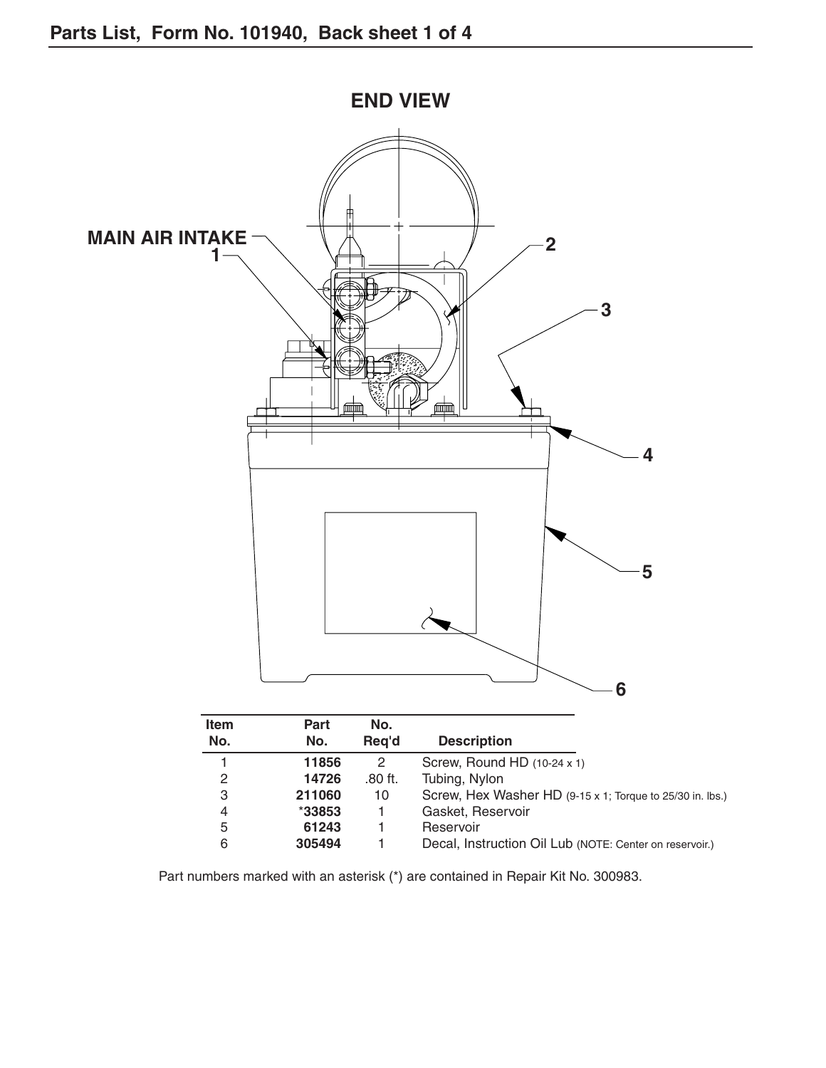## END VIEW

MAIN AIR INTAKE

| Item No. | Part No. | No. Req'd | Description |
|---|---|---|---|
| 1 | 11856 | 2 | Screw, Round HD (10-24 x 1) |
| 2 | 14726 | .80 ft. | Tubing, Nylon |
| 3 | 211060 | 10 | Screw, Hex Washer HD (9-15 x 1; Torque to 25/30 in. lbs.) |
| 4 | *33853 | 1 | Gasket, Reservoir |
| 5 | 61243 | 1 | Reservoir |
| 6 | 305494 | 1 | Decal, Instruction Oil Lub (NOTE: Center on reservoir.) |

Part numbers marked with an asterisk (*) are contained in Repair Kit No. 300983.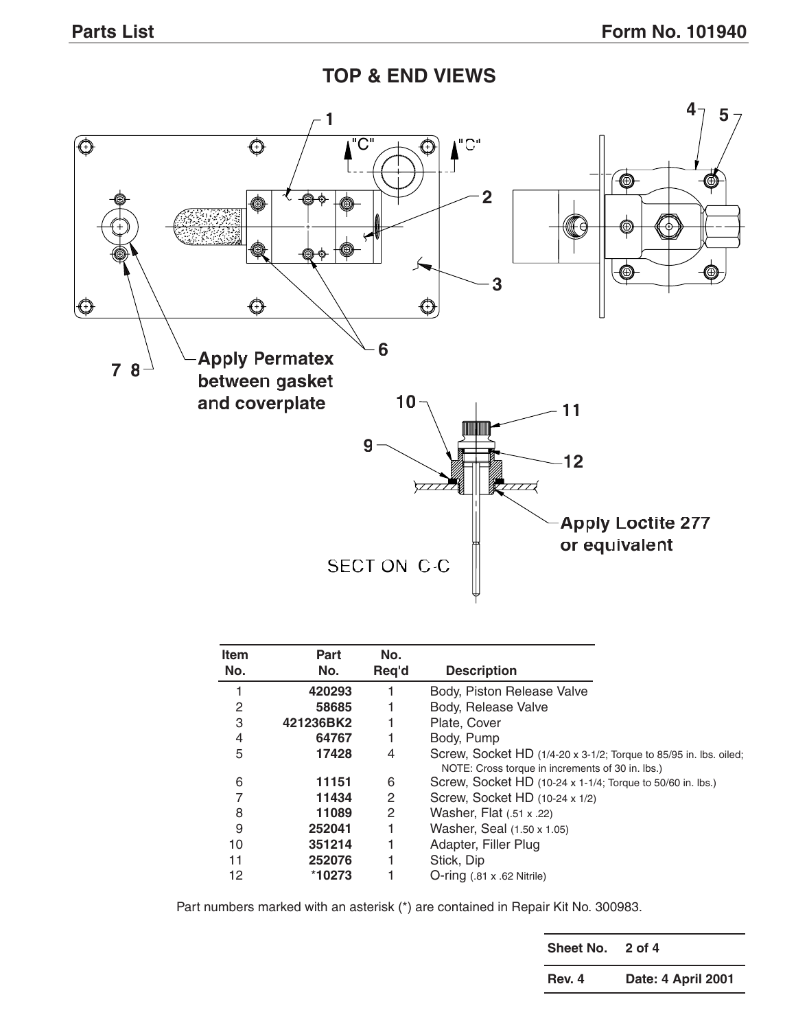## TOP & END VIEWS

Apply Permatex between gasket and coverplate

Apply Loctite 277 or equivalent

SECTION C-C

| Item No. | Part No. | No. Req'd | Description |
|---|---|---|---|
| 1 | **420293** | 1 | Body, Piston Release Valve |
| 2 | **58685** | 1 | Body, Release Valve |
| 3 | **421236BK2** | 1 | Plate, Cover |
| 4 | **64767** | 1 | Body, Pump |
| 5 | **17428** | 4 | Screw, Socket HD (1/4-20 x 3-1/2; Torque to 85/95 in. lbs. oiled; NOTE: Cross torque in increments of 30 in. lbs.) |
| 6 | **11151** | 6 | Screw, Socket HD (10-24 x 1-1/4; Torque to 50/60 in. lbs.) |
| 7 | **11434** | 2 | Screw, Socket HD (10-24 x 1/2) |
| 8 | **11089** | 2 | Washer, Flat (.51 x .22) |
| 9 | **252041** | 1 | Washer, Seal (1.50 x 1.05) |
| 10 | **351214** | 1 | Adapter, Filler Plug |
| 11 | **252076** | 1 | Stick, Dip |
| 12 | ***10273** | 1 | O-ring (.81 x .62 Nitrile) |

Part numbers marked with an asterisk (*) are contained in Repair Kit No. 300983.

| Sheet No. | 2 of 4 |
|---|---|
| Rev. 4 | Date: 4 April 2001 |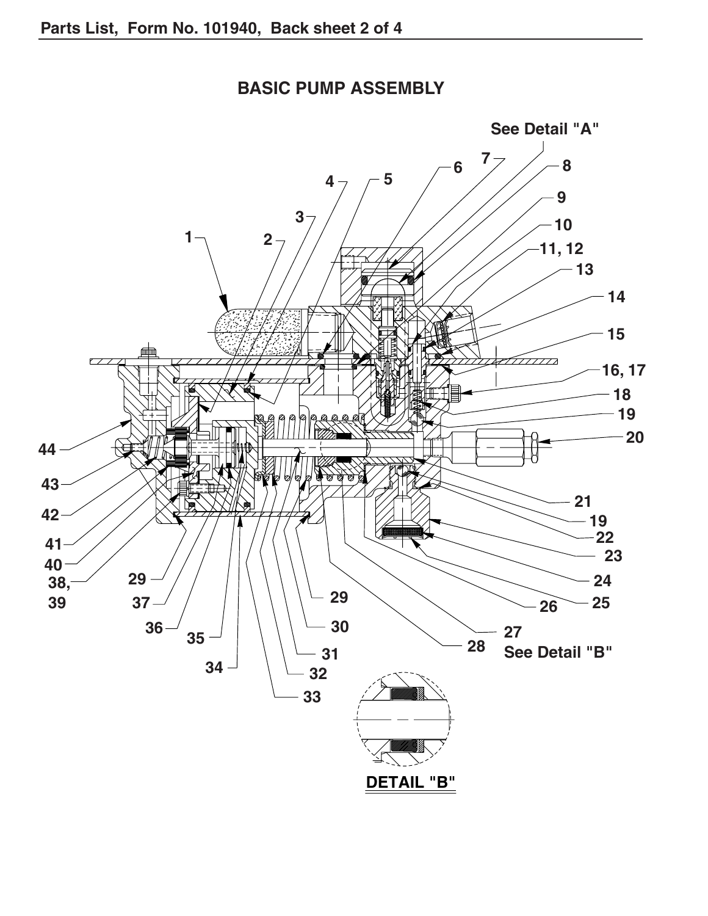## BASIC PUMP ASSEMBLY

See Detail "A"

1, 2, 3, 4, 5, 6, 7, 8, 9, 10, 11, 12, 13, 14, 15, 16, 17, 18, 19, 20, 21, 19, 22, 23, 24, 25, 26, 27 See Detail "B", 28, 29, 30, 31, 32, 33, 34, 35, 36, 37, 29, 38, 39, 40, 41, 42, 43, 44

**DETAIL "B"**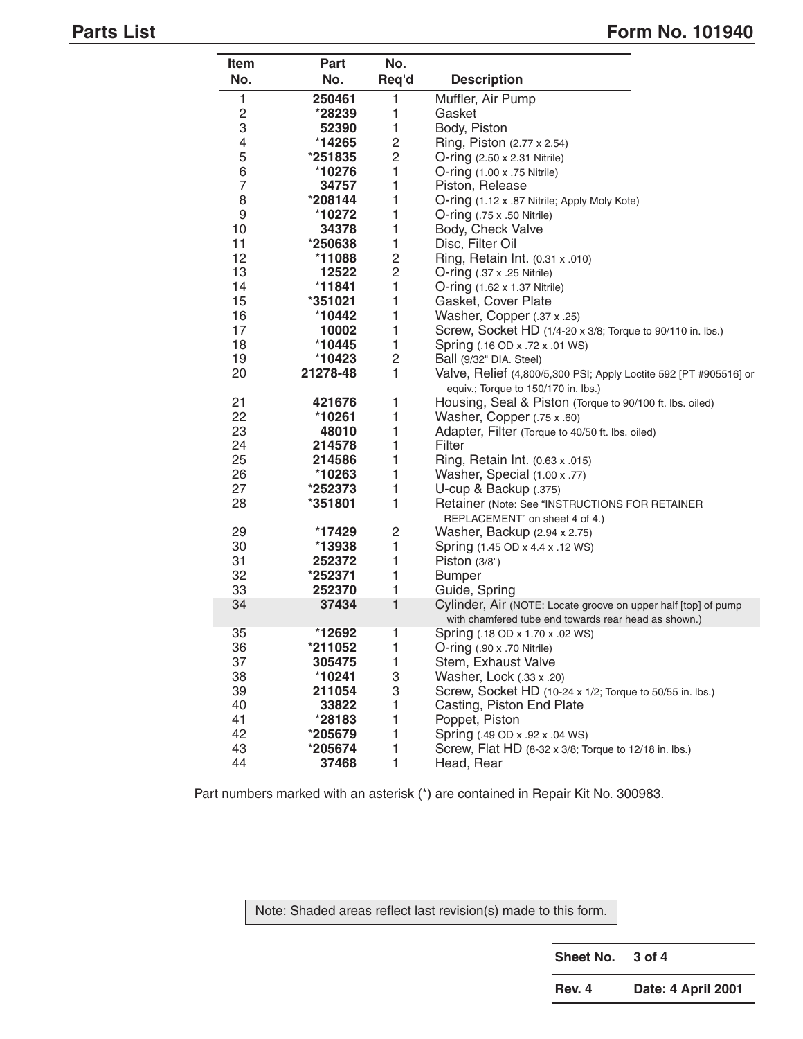## Parts List

Form No. 101940

| Item No. | Part No. | No. Req'd | Description |
|---|---|---|---|
| 1 | 250461 | 1 | Muffler, Air Pump |
| 2 | *28239 | 1 | Gasket |
| 3 | 52390 | 1 | Body, Piston |
| 4 | *14265 | 2 | Ring, Piston (2.77 x 2.54) |
| 5 | *251835 | 2 | O-ring (2.50 x 2.31 Nitrile) |
| 6 | *10276 | 1 | O-ring (1.00 x .75 Nitrile) |
| 7 | 34757 | 1 | Piston, Release |
| 8 | *208144 | 1 | O-ring (1.12 x .87 Nitrile; Apply Moly Kote) |
| 9 | *10272 | 1 | O-ring (.75 x .50 Nitrile) |
| 10 | 34378 | 1 | Body, Check Valve |
| 11 | *250638 | 1 | Disc, Filter Oil |
| 12 | *11088 | 2 | Ring, Retain Int. (0.31 x .010) |
| 13 | 12522 | 2 | O-ring (.37 x .25 Nitrile) |
| 14 | *11841 | 1 | O-ring (1.62 x 1.37 Nitrile) |
| 15 | *351021 | 1 | Gasket, Cover Plate |
| 16 | *10442 | 1 | Washer, Copper (.37 x .25) |
| 17 | 10002 | 1 | Screw, Socket HD (1/4-20 x 3/8; Torque to 90/110 in. lbs.) |
| 18 | *10445 | 1 | Spring (.16 OD x .72 x .01 WS) |
| 19 | *10423 | 2 | Ball (9/32" DIA. Steel) |
| 20 | 21278-48 | 1 | Valve, Relief (4,800/5,300 PSI; Apply Loctite 592 [PT #905516] or equiv.; Torque to 150/170 in. lbs.) |
| 21 | 421676 | 1 | Housing, Seal & Piston (Torque to 90/100 ft. lbs. oiled) |
| 22 | *10261 | 1 | Washer, Copper (.75 x .60) |
| 23 | 48010 | 1 | Adapter, Filter (Torque to 40/50 ft. lbs. oiled) |
| 24 | 214578 | 1 | Filter |
| 25 | 214586 | 1 | Ring, Retain Int. (0.63 x .015) |
| 26 | *10263 | 1 | Washer, Special (1.00 x .77) |
| 27 | *252373 | 1 | U-cup & Backup (.375) |
| 28 | *351801 | 1 | Retainer (Note: See "INSTRUCTIONS FOR RETAINER REPLACEMENT" on sheet 4 of 4.) |
| 29 | *17429 | 2 | Washer, Backup (2.94 x 2.75) |
| 30 | *13938 | 1 | Spring (1.45 OD x 4.4 x .12 WS) |
| 31 | 252372 | 1 | Piston (3/8") |
| 32 | *252371 | 1 | Bumper |
| 33 | 252370 | 1 | Guide, Spring |
| 34 | 37434 | 1 | Cylinder, Air (NOTE: Locate groove on upper half [top] of pump with chamfered tube end towards rear head as shown.) |
| 35 | *12692 | 1 | Spring (.18 OD x 1.70 x .02 WS) |
| 36 | *211052 | 1 | O-ring (.90 x .70 Nitrile) |
| 37 | 305475 | 1 | Stem, Exhaust Valve |
| 38 | *10241 | 3 | Washer, Lock (.33 x .20) |
| 39 | 211054 | 3 | Screw, Socket HD (10-24 x 1/2; Torque to 50/55 in. lbs.) |
| 40 | 33822 | 1 | Casting, Piston End Plate |
| 41 | *28183 | 1 | Poppet, Piston |
| 42 | *205679 | 1 | Spring (.49 OD x .92 x .04 WS) |
| 43 | *205674 | 1 | Screw, Flat HD (8-32 x 3/8; Torque to 12/18 in. lbs.) |
| 44 | 37468 | 1 | Head, Rear |

Part numbers marked with an asterisk (*) are contained in Repair Kit No. 300983.

Note: Shaded areas reflect last revision(s) made to this form.

Sheet No. 3 of 4

Rev. 4 Date: 4 April 2001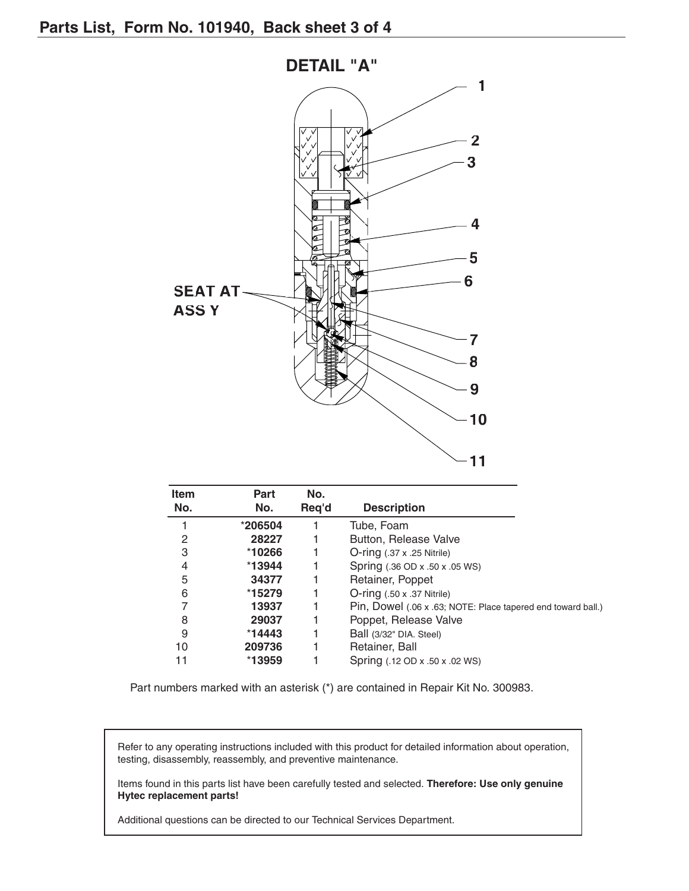## Parts List, Form No. 101940, Back sheet 3 of 4

### DETAIL "A"

SEAT AT ASS Y

| Item No. | Part No. | No. Req'd | Description |
|---|---|---|---|
| 1 | *206504 | 1 | Tube, Foam |
| 2 | 28227 | 1 | Button, Release Valve |
| 3 | *10266 | 1 | O-ring (.37 x .25 Nitrile) |
| 4 | *13944 | 1 | Spring (.36 OD x .50 x .05 WS) |
| 5 | 34377 | 1 | Retainer, Poppet |
| 6 | *15279 | 1 | O-ring (.50 x .37 Nitrile) |
| 7 | 13937 | 1 | Pin, Dowel (.06 x .63; NOTE: Place tapered end toward ball.) |
| 8 | 29037 | 1 | Poppet, Release Valve |
| 9 | *14443 | 1 | Ball (3/32" DIA. Steel) |
| 10 | 209736 | 1 | Retainer, Ball |
| 11 | *13959 | 1 | Spring (.12 OD x .50 x .02 WS) |

Part numbers marked with an asterisk (*) are contained in Repair Kit No. 300983.

Refer to any operating instructions included with this product for detailed information about operation, testing, disassembly, reassembly, and preventive maintenance.

Items found in this parts list have been carefully tested and selected. **Therefore: Use only genuine Hytec replacement parts!**

Additional questions can be directed to our Technical Services Department.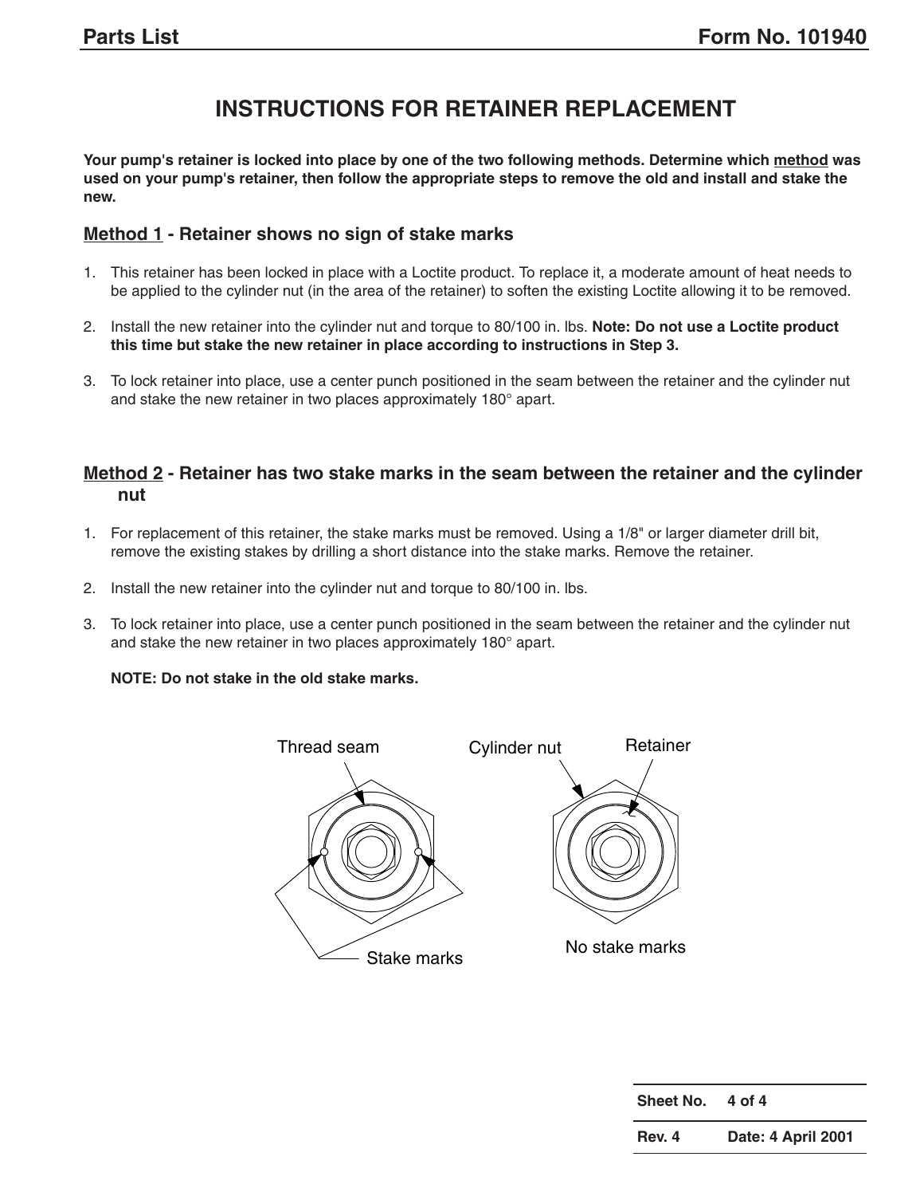# INSTRUCTIONS FOR RETAINER REPLACEMENT

**Your pump's retainer is locked into place by one of the two following methods. Determine which method was used on your pump's retainer, then follow the appropriate steps to remove the old and install and stake the new.**

## Method 1 - Retainer shows no sign of stake marks

1. This retainer has been locked in place with a Loctite product. To replace it, a moderate amount of heat needs to be applied to the cylinder nut (in the area of the retainer) to soften the existing Loctite allowing it to be removed.
2. Install the new retainer into the cylinder nut and torque to 80/100 in. lbs. **Note: Do not use a Loctite product this time but stake the new retainer in place according to instructions in Step 3.**
3. To lock retainer into place, use a center punch positioned in the seam between the retainer and the cylinder nut and stake the new retainer in two places approximately 180° apart.

## Method 2 - Retainer has two stake marks in the seam between the retainer and the cylinder nut

1. For replacement of this retainer, the stake marks must be removed. Using a 1/8" or larger diameter drill bit, remove the existing stakes by drilling a short distance into the stake marks. Remove the retainer.
2. Install the new retainer into the cylinder nut and torque to 80/100 in. lbs.
3. To lock retainer into place, use a center punch positioned in the seam between the retainer and the cylinder nut and stake the new retainer in two places approximately 180° apart.

   **NOTE: Do not stake in the old stake marks.**

Thread seam

Stake marks

Cylinder nut

Retainer

No stake marks